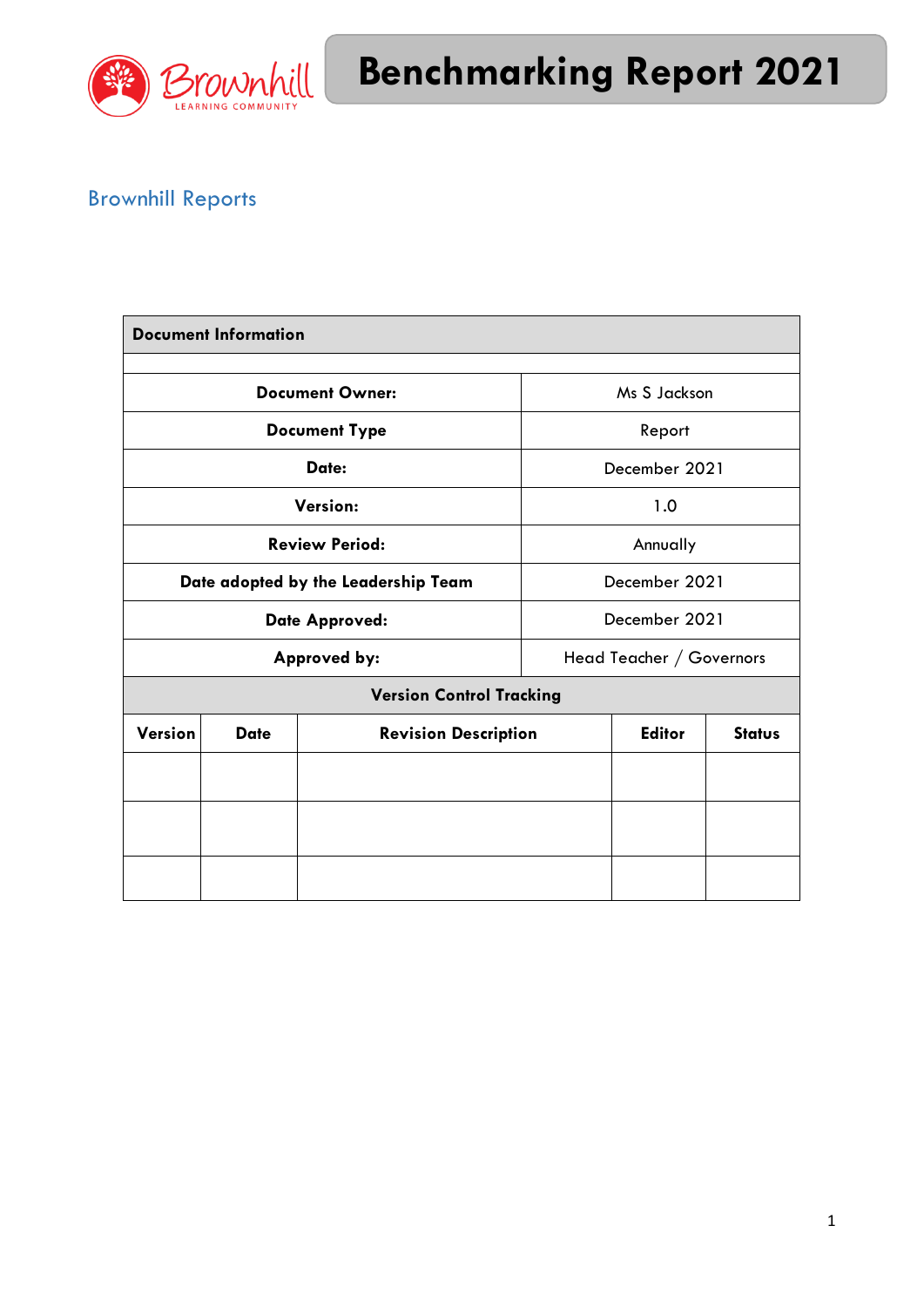# Benchmarking Report 2021

Brownhill Learning Community

## Brownhill Reports

| Document Information | | | | |
|---|---|---|---|---|
| | | | | |
| Document Owner: | | | Ms S Jackson | |
| Document Type | | | Report | |
| Date: | | | December 2021 | |
| Version: | | | 1.0 | |
| Review Period: | | | Annually | |
| Date adopted by the Leadership Team | | | December 2021 | |
| Date Approved: | | | December 2021 | |
| Approved by: | | | Head Teacher / Governors | |
| Version Control Tracking | | | | |
| **Version** | **Date** | **Revision Description** | **Editor** | **Status** |
| | | | | |
| | | | | |
| | | | | |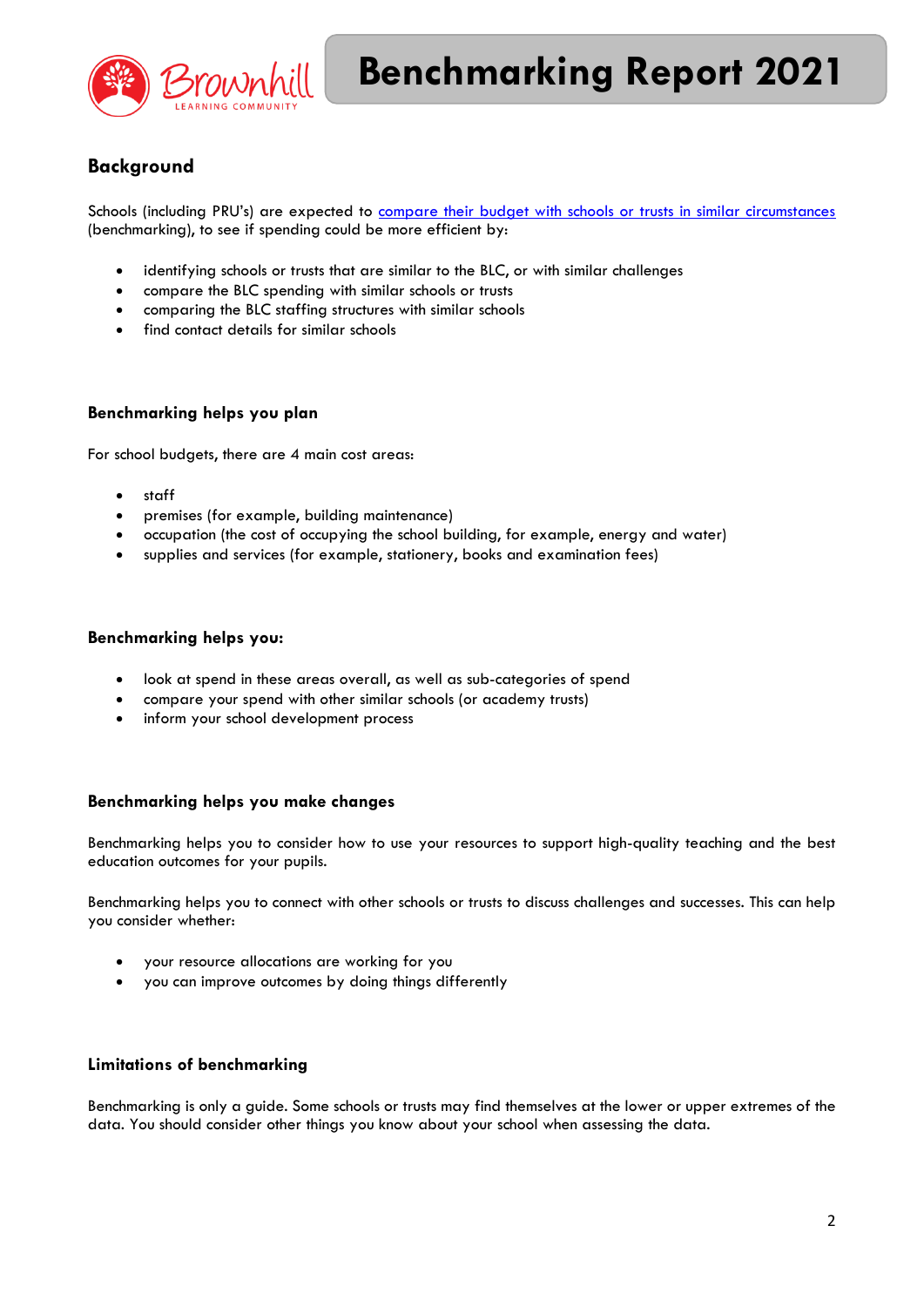# Benchmarking Report 2021

## Background

Schools (including PRU's) are expected to [compare their budget with schools or trusts in similar circumstances](#) (benchmarking), to see if spending could be more efficient by:

- identifying schools or trusts that are similar to the BLC, or with similar challenges
- compare the BLC spending with similar schools or trusts
- comparing the BLC staffing structures with similar schools
- find contact details for similar schools

### Benchmarking helps you plan

For school budgets, there are 4 main cost areas:

- staff
- premises (for example, building maintenance)
- occupation (the cost of occupying the school building, for example, energy and water)
- supplies and services (for example, stationery, books and examination fees)

### Benchmarking helps you:

- look at spend in these areas overall, as well as sub-categories of spend
- compare your spend with other similar schools (or academy trusts)
- inform your school development process

### Benchmarking helps you make changes

Benchmarking helps you to consider how to use your resources to support high-quality teaching and the best education outcomes for your pupils.

Benchmarking helps you to connect with other schools or trusts to discuss challenges and successes. This can help you consider whether:

- your resource allocations are working for you
- you can improve outcomes by doing things differently

### Limitations of benchmarking

Benchmarking is only a guide. Some schools or trusts may find themselves at the lower or upper extremes of the data. You should consider other things you know about your school when assessing the data.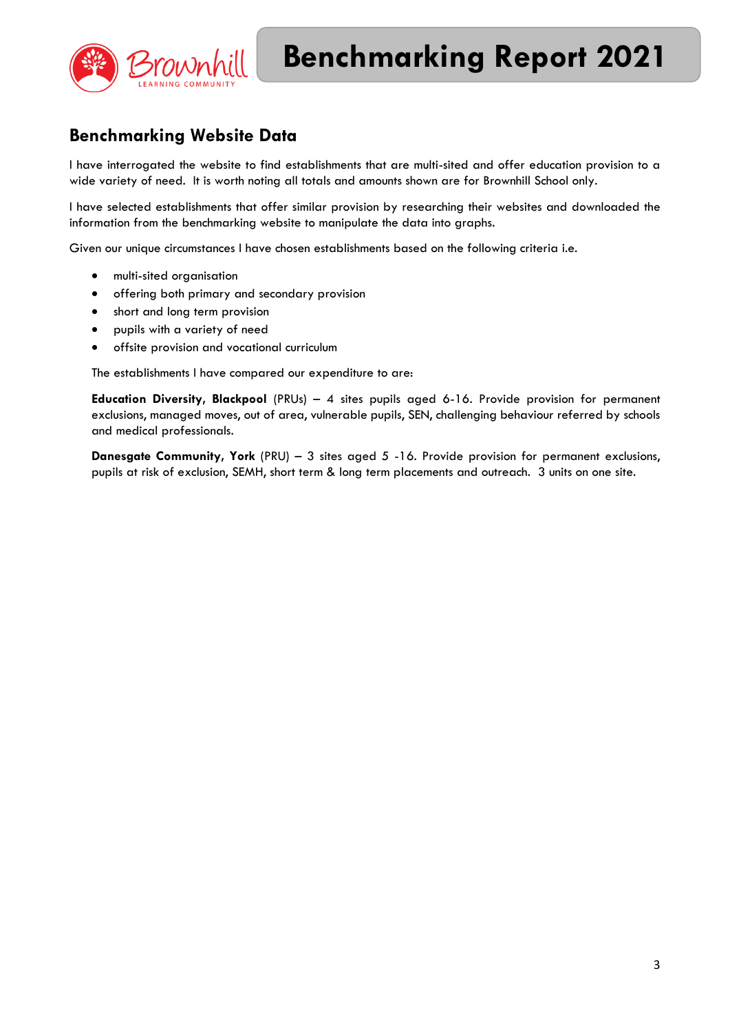## Benchmarking Website Data

I have interrogated the website to find establishments that are multi-sited and offer education provision to a wide variety of need. It is worth noting all totals and amounts shown are for Brownhill School only.

I have selected establishments that offer similar provision by researching their websites and downloaded the information from the benchmarking website to manipulate the data into graphs.

Given our unique circumstances I have chosen establishments based on the following criteria i.e.

- multi-sited organisation
- offering both primary and secondary provision
- short and long term provision
- pupils with a variety of need
- offsite provision and vocational curriculum

The establishments I have compared our expenditure to are:

**Education Diversity, Blackpool** (PRUs) – 4 sites pupils aged 6-16. Provide provision for permanent exclusions, managed moves, out of area, vulnerable pupils, SEN, challenging behaviour referred by schools and medical professionals.

**Danesgate Community, York** (PRU) – 3 sites aged 5 -16. Provide provision for permanent exclusions, pupils at risk of exclusion, SEMH, short term & long term placements and outreach. 3 units on one site.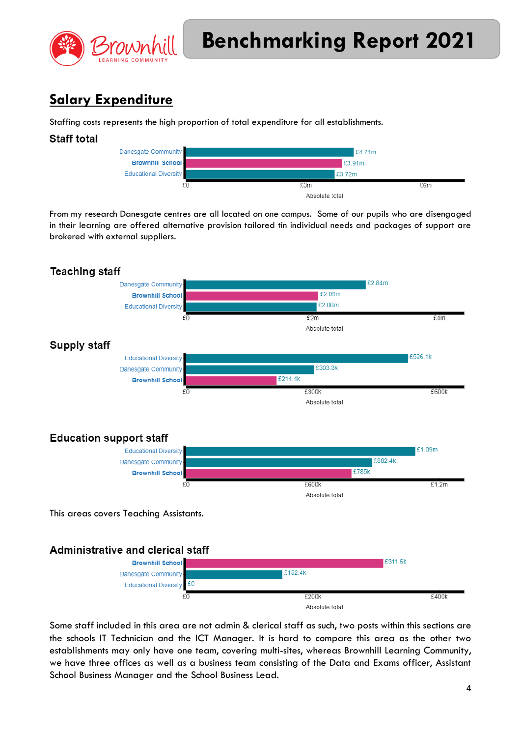## Salary Expenditure

Staffing costs represents the high proportion of total expenditure for all establishments.

### Staff total

| | Absolute total |
|---|---|
| Danesgate Community | £4.21m |
| Brownhill School | £3.91m |
| Educational Diversity | £3.72m |

From my research Danesgate centres are all located on one campus. Some of our pupils who are disengaged in their learning are offered alternative provision tailored tin individual needs and packages of support are brokered with external suppliers.

### Teaching staff

| | Absolute total |
|---|---|
| Danesgate Community | £2.84m |
| Brownhill School | £2.09m |
| Educational Diversity | £2.06m |

### Supply staff

| | Absolute total |
|---|---|
| Educational Diversity | £526.1k |
| Danesgate Community | £303.3k |
| Brownhill School | £214.4k |

### Education support staff

| | Absolute total |
|---|---|
| Educational Diversity | £1.09m |
| Danesgate Community | £882.4k |
| Brownhill School | £785k |

This areas covers Teaching Assistants.

### Administrative and clerical staff

| | Absolute total |
|---|---|
| Brownhill School | £311.6k |
| Danesgate Community | £152.4k |
| Educational Diversity | £0 |

Some staff included in this area are not admin & clerical staff as such, two posts within this sections are the schools IT Technician and the ICT Manager. It is hard to compare this area as the other two establishments may only have one team, covering multi-sites, whereas Brownhill Learning Community, we have three offices as well as a business team consisting of the Data and Exams officer, Assistant School Business Manager and the School Business Lead.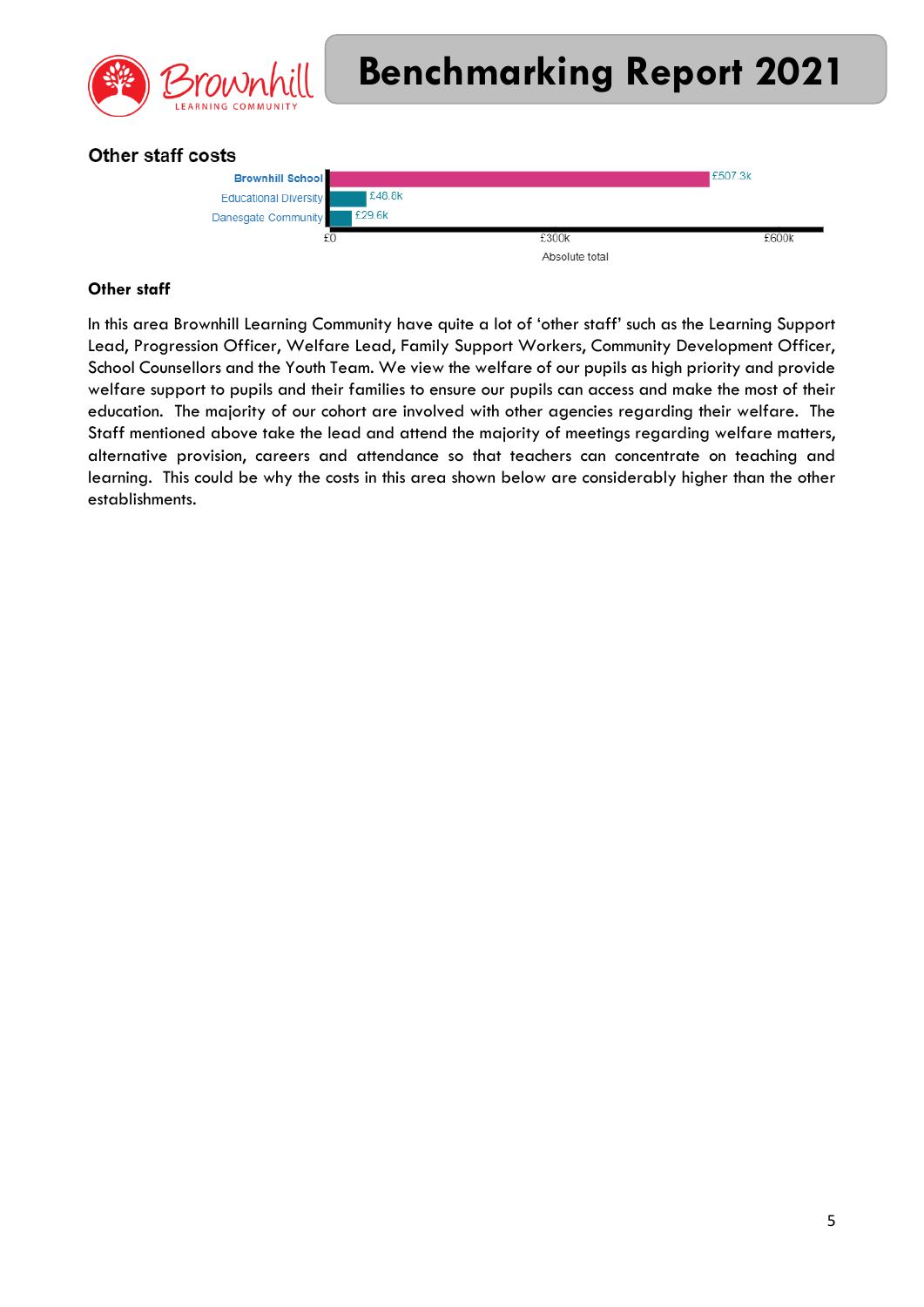## Other staff costs

| | Absolute total |
|---|---|
| Brownhill School | £507.3k |
| Educational Diversity | £48.6k |
| Danesgate Community | £29.6k |

### Other staff

In this area Brownhill Learning Community have quite a lot of 'other staff' such as the Learning Support Lead, Progression Officer, Welfare Lead, Family Support Workers, Community Development Officer, School Counsellors and the Youth Team. We view the welfare of our pupils as high priority and provide welfare support to pupils and their families to ensure our pupils can access and make the most of their education. The majority of our cohort are involved with other agencies regarding their welfare. The Staff mentioned above take the lead and attend the majority of meetings regarding welfare matters, alternative provision, careers and attendance so that teachers can concentrate on teaching and learning. This could be why the costs in this area shown below are considerably higher than the other establishments.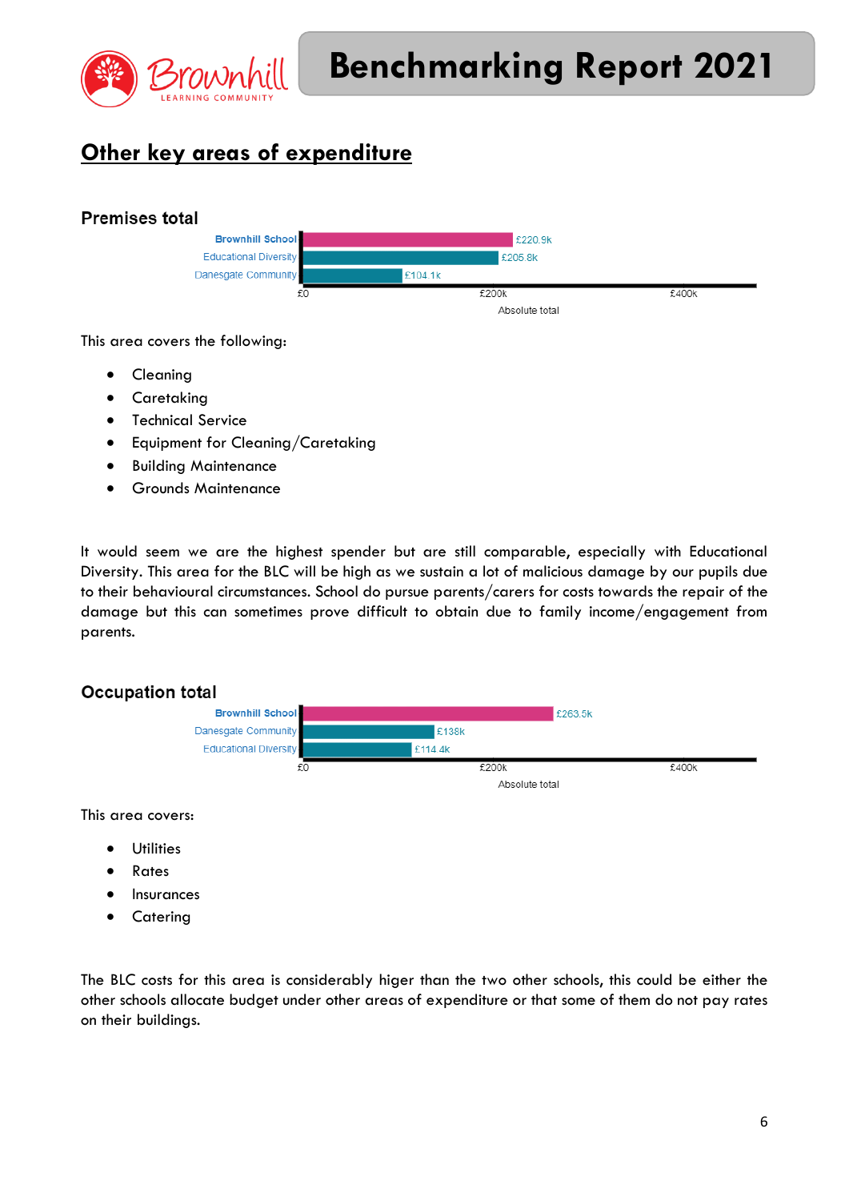## Other key areas of expenditure

### Premises total

| School | Absolute total |
|---|---|
| Brownhill School | £220.9k |
| Educational Diversity | £205.8k |
| Danesgate Community | £104.1k |

This area covers the following:

- Cleaning
- Caretaking
- Technical Service
- Equipment for Cleaning/Caretaking
- Building Maintenance
- Grounds Maintenance

It would seem we are the highest spender but are still comparable, especially with Educational Diversity. This area for the BLC will be high as we sustain a lot of malicious damage by our pupils due to their behavioural circumstances. School do pursue parents/carers for costs towards the repair of the damage but this can sometimes prove difficult to obtain due to family income/engagement from parents.

### Occupation total

| School | Absolute total |
|---|---|
| Brownhill School | £263.5k |
| Danesgate Community | £138k |
| Educational Diversity | £114.4k |

This area covers:

- Utilities
- Rates
- Insurances
- Catering

The BLC costs for this area is considerably higer than the two other schools, this could be either the other schools allocate budget under other areas of expenditure or that some of them do not pay rates on their buildings.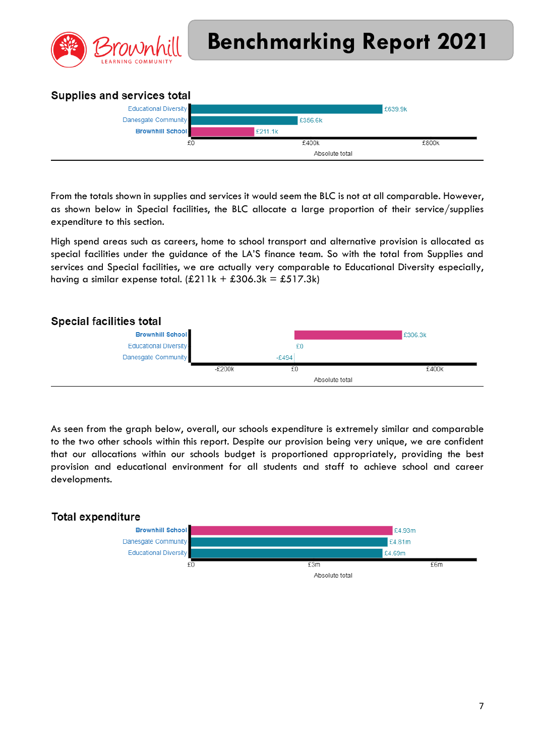### Supplies and services total

| School | Absolute total |
|---|---|
| Educational Diversity | £639.9k |
| Danesgate Community | £356.6k |
| **Brownhill School** | £211.1k |

From the totals shown in supplies and services it would seem the BLC is not at all comparable. However, as shown below in Special facilities, the BLC allocate a large proportion of their service/supplies expenditure to this section.

High spend areas such as careers, home to school transport and alternative provision is allocated as special facilities under the guidance of the LA'S finance team. So with the total from Supplies and services and Special facilities, we are actually very comparable to Educational Diversity especially, having a similar expense total. (£211k + £306.3k = £517.3k)

### Special facilities total

| School | Absolute total |
|---|---|
| **Brownhill School** | £306.3k |
| Educational Diversity | £0 |
| Danesgate Community | -£494 |

As seen from the graph below, overall, our schools expenditure is extremely similar and comparable to the two other schools within this report. Despite our provision being very unique, we are confident that our allocations within our schools budget is proportioned appropriately, providing the best provision and educational environment for all students and staff to achieve school and career developments.

### Total expenditure

| School | Absolute total |
|---|---|
| **Brownhill School** | £4.93m |
| Danesgate Community | £4.81m |
| Educational Diversity | £4.69m |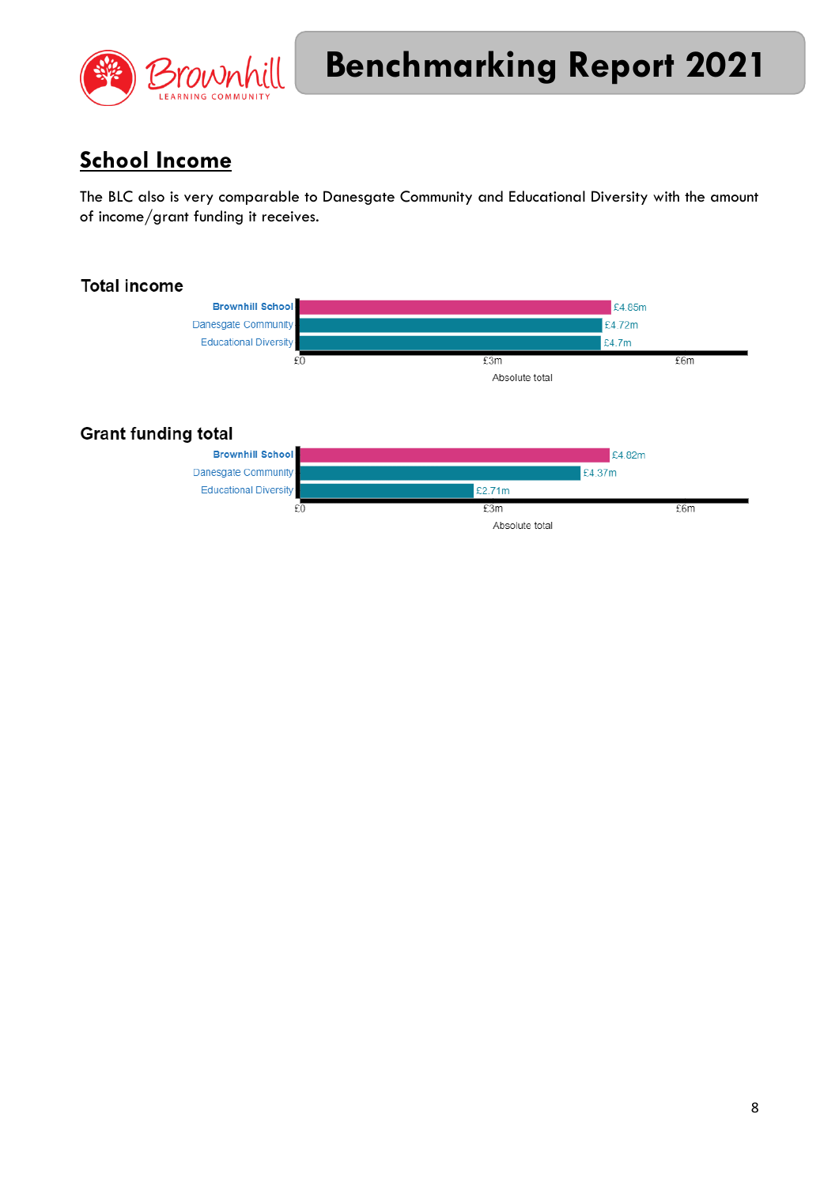## School Income

The BLC also is very comparable to Danesgate Community and Educational Diversity with the amount of income/grant funding it receives.

**Total income**

Brownhill School £4.85m
Danesgate Community £4.72m
Educational Diversity £4.7m
£0 £3m £6m
Absolute total

**Grant funding total**

Brownhill School £4.82m
Danesgate Community £4.37m
Educational Diversity £2.71m
£0 £3m £6m
Absolute total